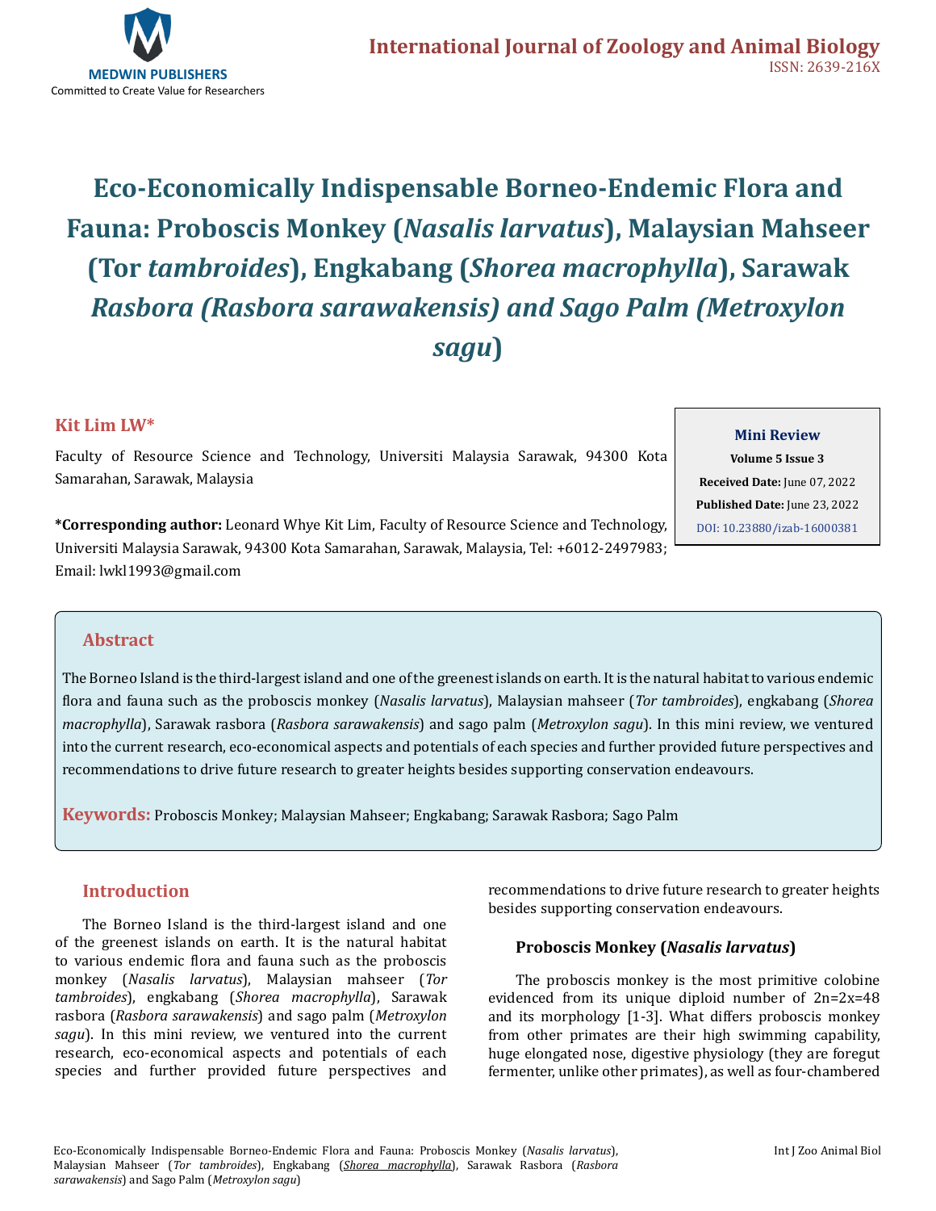International Journal of Zoology and Animal Biology
ISSN: 2639-216X

# Eco-Economically Indispensable Borneo-Endemic Flora and Fauna: Proboscis Monkey (*Nasalis larvatus*), Malaysian Mahseer (Tor *tambroides*), Engkabang (*Shorea macrophylla*), Sarawak *Rasbora (Rasbora sarawakensis) and Sago Palm (Metroxylon sagu*)

**Kit Lim LW***

Faculty of Resource Science and Technology, Universiti Malaysia Sarawak, 94300 Kota Samarahan, Sarawak, Malaysia

**\*Corresponding author:** Leonard Whye Kit Lim, Faculty of Resource Science and Technology, Universiti Malaysia Sarawak, 94300 Kota Samarahan, Sarawak, Malaysia, Tel: +6012-2497983; Email: lwkl1993@gmail.com

**Mini Review**
**Volume 5 Issue 3**
**Received Date:** June 07, 2022
**Published Date:** June 23, 2022
DOI: 10.23880/izab-16000381

## Abstract

The Borneo Island is the third-largest island and one of the greenest islands on earth. It is the natural habitat to various endemic flora and fauna such as the proboscis monkey (*Nasalis larvatus*), Malaysian mahseer (*Tor tambroides*), engkabang (*Shorea macrophylla*), Sarawak rasbora (*Rasbora sarawakensis*) and sago palm (*Metroxylon sagu*). In this mini review, we ventured into the current research, eco-economical aspects and potentials of each species and further provided future perspectives and recommendations to drive future research to greater heights besides supporting conservation endeavours.

**Keywords:** Proboscis Monkey; Malaysian Mahseer; Engkabang; Sarawak Rasbora; Sago Palm

## Introduction

The Borneo Island is the third-largest island and one of the greenest islands on earth. It is the natural habitat to various endemic flora and fauna such as the proboscis monkey (*Nasalis larvatus*), Malaysian mahseer (*Tor tambroides*), engkabang (*Shorea macrophylla*), Sarawak rasbora (*Rasbora sarawakensis*) and sago palm (*Metroxylon sagu*). In this mini review, we ventured into the current research, eco-economical aspects and potentials of each species and further provided future perspectives and recommendations to drive future research to greater heights besides supporting conservation endeavours.

### Proboscis Monkey (*Nasalis larvatus*)

The proboscis monkey is the most primitive colobine evidenced from its unique diploid number of 2n=2x=48 and its morphology [1-3]. What differs proboscis monkey from other primates are their high swimming capability, huge elongated nose, digestive physiology (they are foregut fermenter, unlike other primates), as well as four-chambered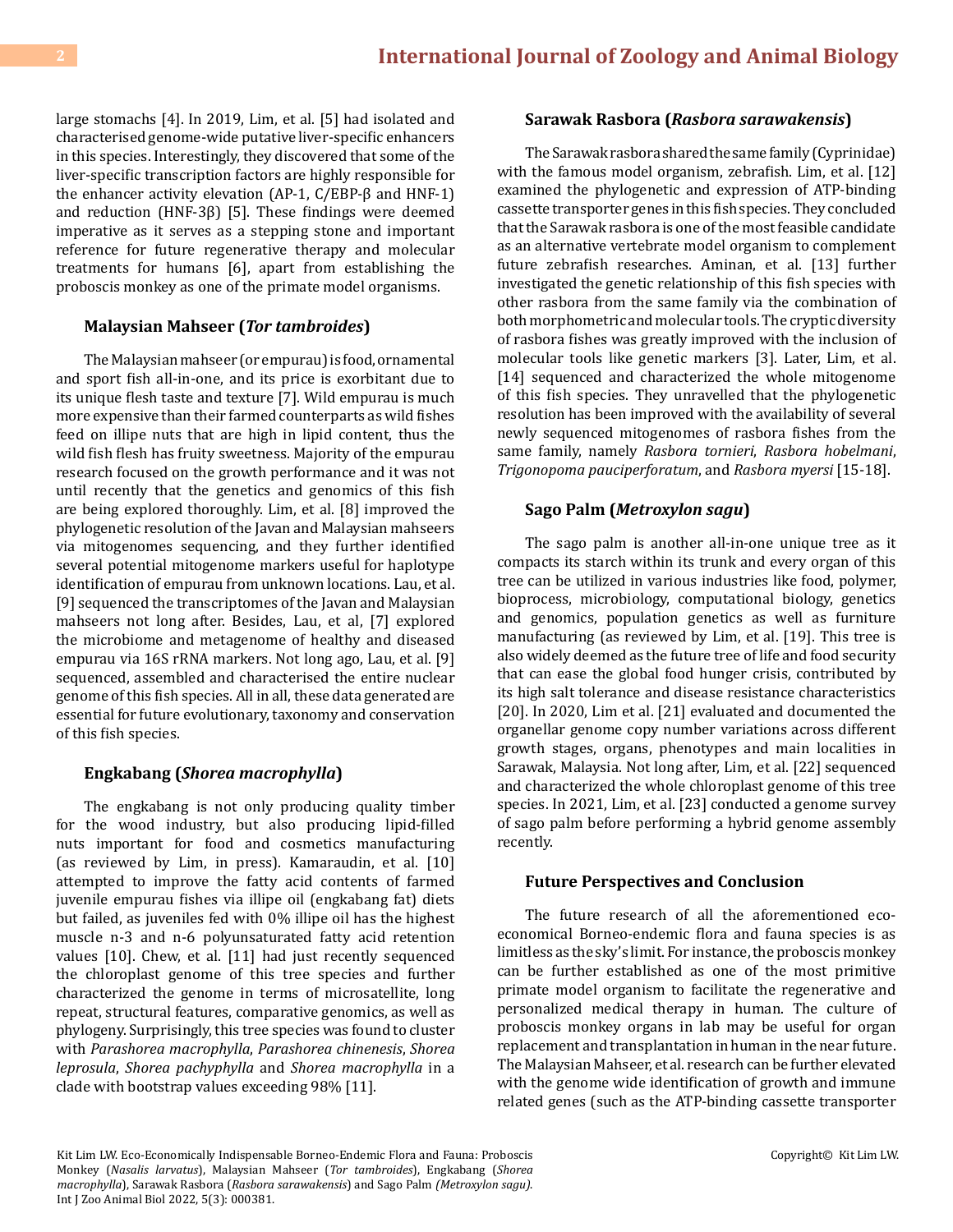large stomachs [4]. In 2019, Lim, et al. [5] had isolated and characterised genome-wide putative liver-specific enhancers in this species. Interestingly, they discovered that some of the liver-specific transcription factors are highly responsible for the enhancer activity elevation (AP-1, C/EBP-β and HNF-1) and reduction (HNF-3β) [5]. These findings were deemed imperative as it serves as a stepping stone and important reference for future regenerative therapy and molecular treatments for humans [6], apart from establishing the proboscis monkey as one of the primate model organisms.

### Malaysian Mahseer (*Tor tambroides*)

The Malaysian mahseer (or empurau) is food, ornamental and sport fish all-in-one, and its price is exorbitant due to its unique flesh taste and texture [7]. Wild empurau is much more expensive than their farmed counterparts as wild fishes feed on illipe nuts that are high in lipid content, thus the wild fish flesh has fruity sweetness. Majority of the empurau research focused on the growth performance and it was not until recently that the genetics and genomics of this fish are being explored thoroughly. Lim, et al. [8] improved the phylogenetic resolution of the Javan and Malaysian mahseers via mitogenomes sequencing, and they further identified several potential mitogenome markers useful for haplotype identification of empurau from unknown locations. Lau, et al. [9] sequenced the transcriptomes of the Javan and Malaysian mahseers not long after. Besides, Lau, et al, [7] explored the microbiome and metagenome of healthy and diseased empurau via 16S rRNA markers. Not long ago, Lau, et al. [9] sequenced, assembled and characterised the entire nuclear genome of this fish species. All in all, these data generated are essential for future evolutionary, taxonomy and conservation of this fish species.

### Engkabang (*Shorea macrophylla*)

The engkabang is not only producing quality timber for the wood industry, but also producing lipid-filled nuts important for food and cosmetics manufacturing (as reviewed by Lim, in press). Kamaraudin, et al. [10] attempted to improve the fatty acid contents of farmed juvenile empurau fishes via illipe oil (engkabang fat) diets but failed, as juveniles fed with 0% illipe oil has the highest muscle n-3 and n-6 polyunsaturated fatty acid retention values [10]. Chew, et al. [11] had just recently sequenced the chloroplast genome of this tree species and further characterized the genome in terms of microsatellite, long repeat, structural features, comparative genomics, as well as phylogeny. Surprisingly, this tree species was found to cluster with *Parashorea macrophylla*, *Parashorea chinenesis*, *Shorea leprosula*, *Shorea pachyphylla* and *Shorea macrophylla* in a clade with bootstrap values exceeding 98% [11].

### Sarawak Rasbora (*Rasbora sarawakensis*)

The Sarawak rasbora shared the same family (Cyprinidae) with the famous model organism, zebrafish. Lim, et al. [12] examined the phylogenetic and expression of ATP-binding cassette transporter genes in this fish species. They concluded that the Sarawak rasbora is one of the most feasible candidate as an alternative vertebrate model organism to complement future zebrafish researches. Aminan, et al. [13] further investigated the genetic relationship of this fish species with other rasbora from the same family via the combination of both morphometric and molecular tools. The cryptic diversity of rasbora fishes was greatly improved with the inclusion of molecular tools like genetic markers [3]. Later, Lim, et al. [14] sequenced and characterized the whole mitogenome of this fish species. They unravelled that the phylogenetic resolution has been improved with the availability of several newly sequenced mitogenomes of rasbora fishes from the same family, namely *Rasbora tornieri*, *Rasbora hobelmani*, *Trigonopoma pauciperforatum*, and *Rasbora myersi* [15-18].

### Sago Palm (*Metroxylon sagu*)

The sago palm is another all-in-one unique tree as it compacts its starch within its trunk and every organ of this tree can be utilized in various industries like food, polymer, bioprocess, microbiology, computational biology, genetics and genomics, population genetics as well as furniture manufacturing (as reviewed by Lim, et al. [19]. This tree is also widely deemed as the future tree of life and food security that can ease the global food hunger crisis, contributed by its high salt tolerance and disease resistance characteristics [20]. In 2020, Lim et al. [21] evaluated and documented the organellar genome copy number variations across different growth stages, organs, phenotypes and main localities in Sarawak, Malaysia. Not long after, Lim, et al. [22] sequenced and characterized the whole chloroplast genome of this tree species. In 2021, Lim, et al. [23] conducted a genome survey of sago palm before performing a hybrid genome assembly recently.

### Future Perspectives and Conclusion

The future research of all the aforementioned eco-economical Borneo-endemic flora and fauna species is as limitless as the sky's limit. For instance, the proboscis monkey can be further established as one of the most primitive primate model organism to facilitate the regenerative and personalized medical therapy in human. The culture of proboscis monkey organs in lab may be useful for organ replacement and transplantation in human in the near future. The Malaysian Mahseer, et al. research can be further elevated with the genome wide identification of growth and immune related genes (such as the ATP-binding cassette transporter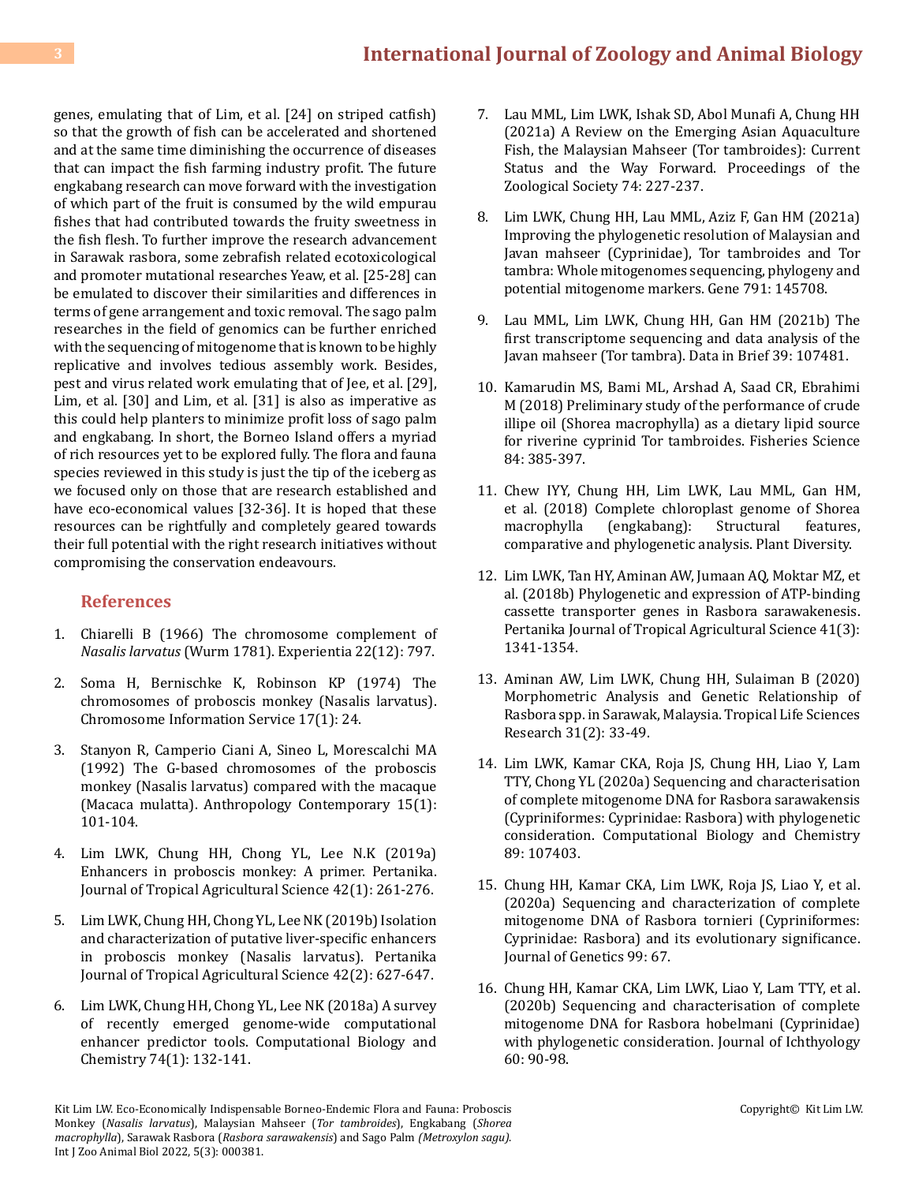genes, emulating that of Lim, et al. [24] on striped catfish) so that the growth of fish can be accelerated and shortened and at the same time diminishing the occurrence of diseases that can impact the fish farming industry profit. The future engkabang research can move forward with the investigation of which part of the fruit is consumed by the wild empurau fishes that had contributed towards the fruity sweetness in the fish flesh. To further improve the research advancement in Sarawak rasbora, some zebrafish related ecotoxicological and promoter mutational researches Yeaw, et al. [25-28] can be emulated to discover their similarities and differences in terms of gene arrangement and toxic removal. The sago palm researches in the field of genomics can be further enriched with the sequencing of mitogenome that is known to be highly replicative and involves tedious assembly work. Besides, pest and virus related work emulating that of Jee, et al. [29], Lim, et al. [30] and Lim, et al. [31] is also as imperative as this could help planters to minimize profit loss of sago palm and engkabang. In short, the Borneo Island offers a myriad of rich resources yet to be explored fully. The flora and fauna species reviewed in this study is just the tip of the iceberg as we focused only on those that are research established and have eco-economical values [32-36]. It is hoped that these resources can be rightfully and completely geared towards their full potential with the right research initiatives without compromising the conservation endeavours.

## References

1. Chiarelli B (1966) The chromosome complement of *Nasalis larvatus* (Wurm 1781). Experientia 22(12): 797.
2. Soma H, Bernischke K, Robinson KP (1974) The chromosomes of proboscis monkey (Nasalis larvatus). Chromosome Information Service 17(1): 24.
3. Stanyon R, Camperio Ciani A, Sineo L, Morescalchi MA (1992) The G-based chromosomes of the proboscis monkey (Nasalis larvatus) compared with the macaque (Macaca mulatta). Anthropology Contemporary 15(1): 101-104.
4. Lim LWK, Chung HH, Chong YL, Lee N.K (2019a) Enhancers in proboscis monkey: A primer. Pertanika. Journal of Tropical Agricultural Science 42(1): 261-276.
5. Lim LWK, Chung HH, Chong YL, Lee NK (2019b) Isolation and characterization of putative liver-specific enhancers in proboscis monkey (Nasalis larvatus). Pertanika Journal of Tropical Agricultural Science 42(2): 627-647.
6. Lim LWK, Chung HH, Chong YL, Lee NK (2018a) A survey of recently emerged genome-wide computational enhancer predictor tools. Computational Biology and Chemistry 74(1): 132-141.
7. Lau MML, Lim LWK, Ishak SD, Abol Munafi A, Chung HH (2021a) A Review on the Emerging Asian Aquaculture Fish, the Malaysian Mahseer (Tor tambroides): Current Status and the Way Forward. Proceedings of the Zoological Society 74: 227-237.
8. Lim LWK, Chung HH, Lau MML, Aziz F, Gan HM (2021a) Improving the phylogenetic resolution of Malaysian and Javan mahseer (Cyprinidae), Tor tambroides and Tor tambra: Whole mitogenomes sequencing, phylogeny and potential mitogenome markers. Gene 791: 145708.
9. Lau MML, Lim LWK, Chung HH, Gan HM (2021b) The first transcriptome sequencing and data analysis of the Javan mahseer (Tor tambra). Data in Brief 39: 107481.
10. Kamarudin MS, Bami ML, Arshad A, Saad CR, Ebrahimi M (2018) Preliminary study of the performance of crude illipe oil (Shorea macrophylla) as a dietary lipid source for riverine cyprinid Tor tambroides. Fisheries Science 84: 385-397.
11. Chew IYY, Chung HH, Lim LWK, Lau MML, Gan HM, et al. (2018) Complete chloroplast genome of Shorea macrophylla (engkabang): Structural features, comparative and phylogenetic analysis. Plant Diversity.
12. Lim LWK, Tan HY, Aminan AW, Jumaan AQ, Moktar MZ, et al. (2018b) Phylogenetic and expression of ATP-binding cassette transporter genes in Rasbora sarawakenesis. Pertanika Journal of Tropical Agricultural Science 41(3): 1341-1354.
13. Aminan AW, Lim LWK, Chung HH, Sulaiman B (2020) Morphometric Analysis and Genetic Relationship of Rasbora spp. in Sarawak, Malaysia. Tropical Life Sciences Research 31(2): 33-49.
14. Lim LWK, Kamar CKA, Roja JS, Chung HH, Liao Y, Lam TTY, Chong YL (2020a) Sequencing and characterisation of complete mitogenome DNA for Rasbora sarawakensis (Cypriniformes: Cyprinidae: Rasbora) with phylogenetic consideration. Computational Biology and Chemistry 89: 107403.
15. Chung HH, Kamar CKA, Lim LWK, Roja JS, Liao Y, et al. (2020a) Sequencing and characterization of complete mitogenome DNA of Rasbora tornieri (Cypriniformes: Cyprinidae: Rasbora) and its evolutionary significance. Journal of Genetics 99: 67.
16. Chung HH, Kamar CKA, Lim LWK, Liao Y, Lam TTY, et al. (2020b) Sequencing and characterisation of complete mitogenome DNA for Rasbora hobelmani (Cyprinidae) with phylogenetic consideration. Journal of Ichthyology 60: 90-98.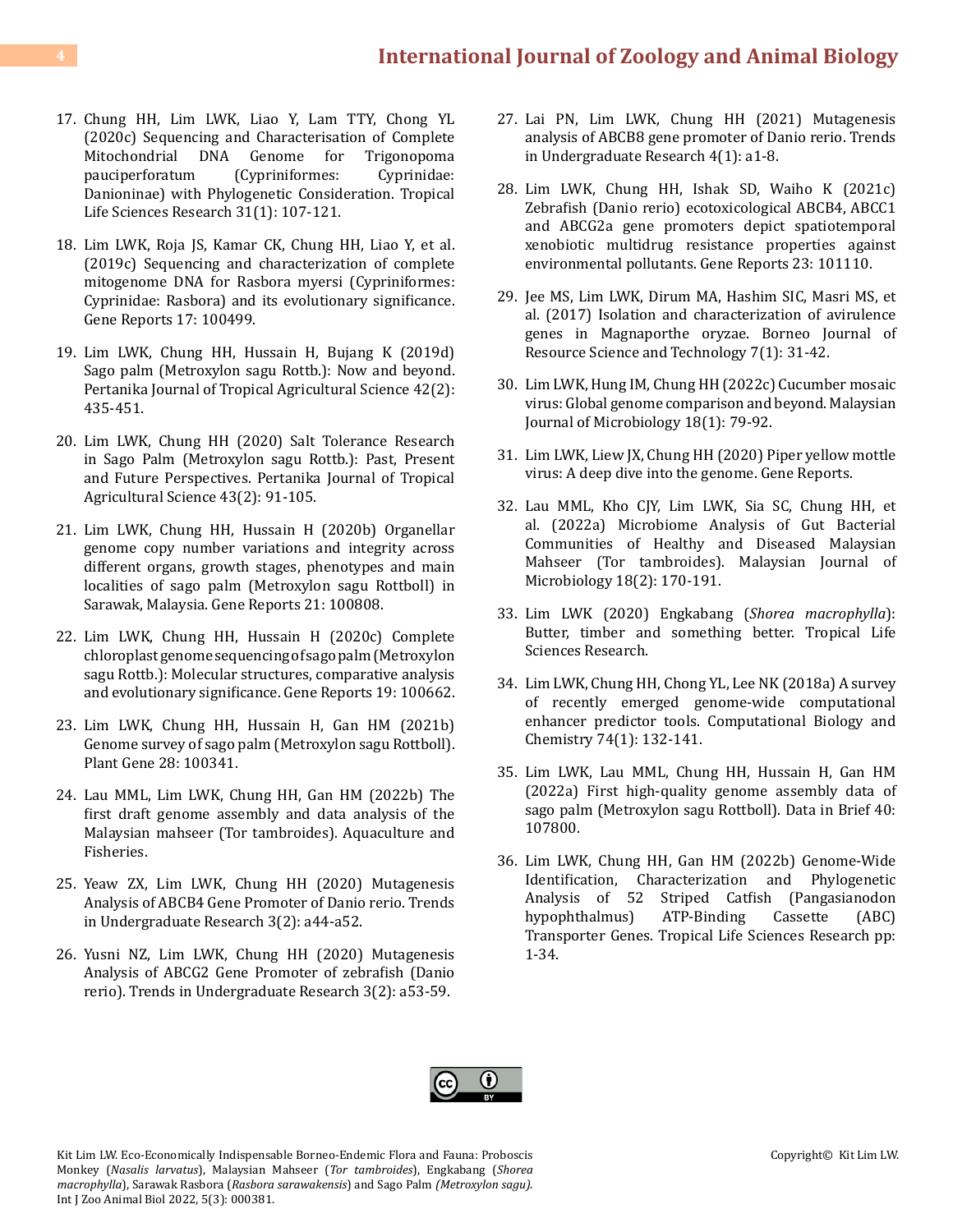17. Chung HH, Lim LWK, Liao Y, Lam TTY, Chong YL (2020c) Sequencing and Characterisation of Complete Mitochondrial DNA Genome for Trigonopoma pauciperforatum (Cypriniformes: Cyprinidae: Danioninae) with Phylogenetic Consideration. Tropical Life Sciences Research 31(1): 107-121.

18. Lim LWK, Roja JS, Kamar CK, Chung HH, Liao Y, et al. (2019c) Sequencing and characterization of complete mitogenome DNA for Rasbora myersi (Cypriniformes: Cyprinidae: Rasbora) and its evolutionary significance. Gene Reports 17: 100499.

19. Lim LWK, Chung HH, Hussain H, Bujang K (2019d) Sago palm (Metroxylon sagu Rottb.): Now and beyond. Pertanika Journal of Tropical Agricultural Science 42(2): 435-451.

20. Lim LWK, Chung HH (2020) Salt Tolerance Research in Sago Palm (Metroxylon sagu Rottb.): Past, Present and Future Perspectives. Pertanika Journal of Tropical Agricultural Science 43(2): 91-105.

21. Lim LWK, Chung HH, Hussain H (2020b) Organellar genome copy number variations and integrity across different organs, growth stages, phenotypes and main localities of sago palm (Metroxylon sagu Rottboll) in Sarawak, Malaysia. Gene Reports 21: 100808.

22. Lim LWK, Chung HH, Hussain H (2020c) Complete chloroplast genome sequencing of sago palm (Metroxylon sagu Rottb.): Molecular structures, comparative analysis and evolutionary significance. Gene Reports 19: 100662.

23. Lim LWK, Chung HH, Hussain H, Gan HM (2021b) Genome survey of sago palm (Metroxylon sagu Rottboll). Plant Gene 28: 100341.

24. Lau MML, Lim LWK, Chung HH, Gan HM (2022b) The first draft genome assembly and data analysis of the Malaysian mahseer (Tor tambroides). Aquaculture and Fisheries.

25. Yeaw ZX, Lim LWK, Chung HH (2020) Mutagenesis Analysis of ABCB4 Gene Promoter of Danio rerio. Trends in Undergraduate Research 3(2): a44-a52.

26. Yusni NZ, Lim LWK, Chung HH (2020) Mutagenesis Analysis of ABCG2 Gene Promoter of zebrafish (Danio rerio). Trends in Undergraduate Research 3(2): a53-59.

27. Lai PN, Lim LWK, Chung HH (2021) Mutagenesis analysis of ABCB8 gene promoter of Danio rerio. Trends in Undergraduate Research 4(1): a1-8.

28. Lim LWK, Chung HH, Ishak SD, Waiho K (2021c) Zebrafish (Danio rerio) ecotoxicological ABCB4, ABCC1 and ABCG2a gene promoters depict spatiotemporal xenobiotic multidrug resistance properties against environmental pollutants. Gene Reports 23: 101110.

29. Jee MS, Lim LWK, Dirum MA, Hashim SIC, Masri MS, et al. (2017) Isolation and characterization of avirulence genes in Magnaporthe oryzae. Borneo Journal of Resource Science and Technology 7(1): 31-42.

30. Lim LWK, Hung IM, Chung HH (2022c) Cucumber mosaic virus: Global genome comparison and beyond. Malaysian Journal of Microbiology 18(1): 79-92.

31. Lim LWK, Liew JX, Chung HH (2020) Piper yellow mottle virus: A deep dive into the genome. Gene Reports.

32. Lau MML, Kho CJY, Lim LWK, Sia SC, Chung HH, et al. (2022a) Microbiome Analysis of Gut Bacterial Communities of Healthy and Diseased Malaysian Mahseer (Tor tambroides). Malaysian Journal of Microbiology 18(2): 170-191.

33. Lim LWK (2020) Engkabang (*Shorea macrophylla*): Butter, timber and something better. Tropical Life Sciences Research.

34. Lim LWK, Chung HH, Chong YL, Lee NK (2018a) A survey of recently emerged genome-wide computational enhancer predictor tools. Computational Biology and Chemistry 74(1): 132-141.

35. Lim LWK, Lau MML, Chung HH, Hussain H, Gan HM (2022a) First high-quality genome assembly data of sago palm (Metroxylon sagu Rottboll). Data in Brief 40: 107800.

36. Lim LWK, Chung HH, Gan HM (2022b) Genome-Wide Identification, Characterization and Phylogenetic Analysis of 52 Striped Catfish (Pangasianodon hypophthalmus) ATP-Binding Cassette (ABC) Transporter Genes. Tropical Life Sciences Research pp: 1-34.